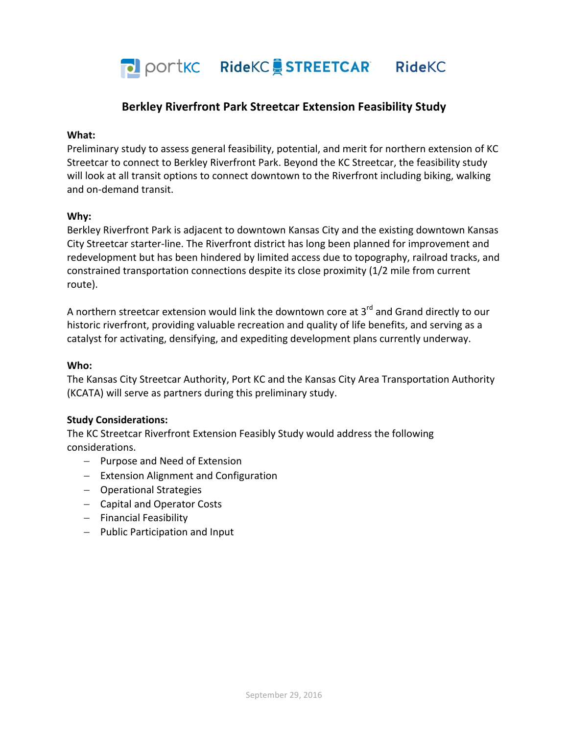portKC RideKC STREETCAR RideKC

# Berkley Riverfront Park Streetcar Extension Feasibility Study

**What:**
Preliminary study to assess general feasibility, potential, and merit for northern extension of KC Streetcar to connect to Berkley Riverfront Park. Beyond the KC Streetcar, the feasibility study will look at all transit options to connect downtown to the Riverfront including biking, walking and on-demand transit.

**Why:**
Berkley Riverfront Park is adjacent to downtown Kansas City and the existing downtown Kansas City Streetcar starter-line. The Riverfront district has long been planned for improvement and redevelopment but has been hindered by limited access due to topography, railroad tracks, and constrained transportation connections despite its close proximity (1/2 mile from current route).

A northern streetcar extension would link the downtown core at 3rd and Grand directly to our historic riverfront, providing valuable recreation and quality of life benefits, and serving as a catalyst for activating, densifying, and expediting development plans currently underway.

**Who:**
The Kansas City Streetcar Authority, Port KC and the Kansas City Area Transportation Authority (KCATA) will serve as partners during this preliminary study.

**Study Considerations:**
The KC Streetcar Riverfront Extension Feasibly Study would address the following considerations.

- Purpose and Need of Extension
- Extension Alignment and Configuration
- Operational Strategies
- Capital and Operator Costs
- Financial Feasibility
- Public Participation and Input

September 29, 2016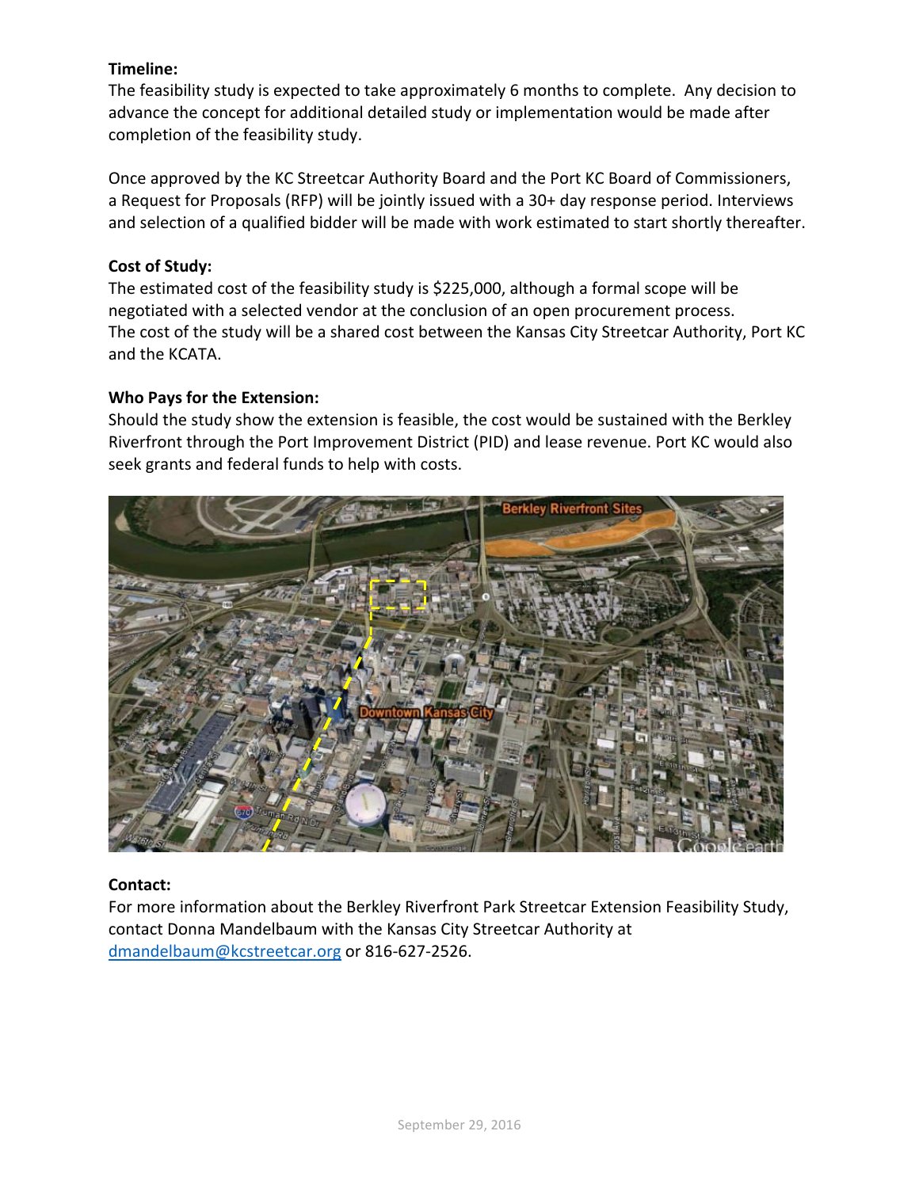**Timeline:**
The feasibility study is expected to take approximately 6 months to complete. Any decision to advance the concept for additional detailed study or implementation would be made after completion of the feasibility study.

Once approved by the KC Streetcar Authority Board and the Port KC Board of Commissioners, a Request for Proposals (RFP) will be jointly issued with a 30+ day response period. Interviews and selection of a qualified bidder will be made with work estimated to start shortly thereafter.

**Cost of Study:**
The estimated cost of the feasibility study is $225,000, although a formal scope will be negotiated with a selected vendor at the conclusion of an open procurement process. The cost of the study will be a shared cost between the Kansas City Streetcar Authority, Port KC and the KCATA.

**Who Pays for the Extension:**
Should the study show the extension is feasible, the cost would be sustained with the Berkley Riverfront through the Port Improvement District (PID) and lease revenue. Port KC would also seek grants and federal funds to help with costs.

Berkley Riverfront Sites

Downtown Kansas City

**Contact:**
For more information about the Berkley Riverfront Park Streetcar Extension Feasibility Study, contact Donna Mandelbaum with the Kansas City Streetcar Authority at [dmandelbaum@kcstreetcar.org](mailto:dmandelbaum@kcstreetcar.org) or 816-627-2526.

September 29, 2016